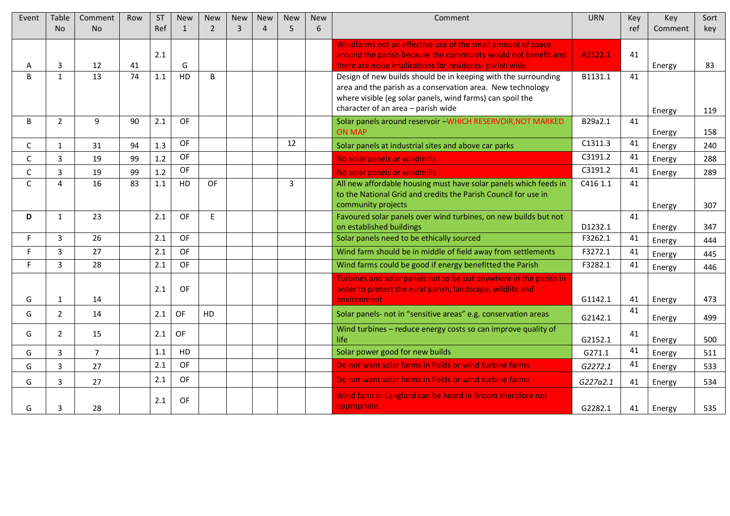| Event | Table No | Comment No | Row | ST Ref | New 1 | New 2 | New 3 | New 4 | New 5 | New 6 | Comment | URN | Key ref | Key Comment | Sort key |
|---|---|---|---|---|---|---|---|---|---|---|---|---|---|---|---|
| A | 3 | 12 | 41 | 2.1 | G | | | | | | Windfarms not an effective use of the small amount of space around the parish because the community would not benefit and there are noise implications for residents- parish wide | A3122.1 | 41 | Energy | 83 |
| B | 1 | 13 | 74 | 1.1 | HD | B | | | | | Design of new builds should be in keeping with the surrounding area and the parish as a conservation area. New technology where visible (eg solar panels, wind farms) can spoil the character of an area – parish wide | B1131.1 | 41 | Energy | 119 |
| B | 2 | 9 | 90 | 2.1 | OF | | | | | | Solar panels around reservoir –WHICH RESERVOIR,NOT MARKED ON MAP | B29a2.1 | 41 | Energy | 158 |
| C | 1 | 31 | 94 | 1.3 | OF | | | | 12 | | Solar panels at industrial sites and above car parks | C1311.3 | 41 | Energy | 240 |
| C | 3 | 19 | 99 | 1.2 | OF | | | | | | No solar panels or windmills | C3191.2 | 41 | Energy | 288 |
| C | 3 | 19 | 99 | 1.2 | OF | | | | | | No solar panels or windmills | C3191.2 | 41 | Energy | 289 |
| C | 4 | 16 | 83 | 1.1 | HD | OF | | | 3 | | All new affordable housing must have solar panels which feeds in to the National Grid and credits the Parish Council for use in community projects | C416 1.1 | 41 | Energy | 307 |
| **D** | 1 | 23 | | 2.1 | OF | E | | | | | Favoured solar panels over wind turbines, on new builds but not on established buildings | D1232.1 | 41 | Energy | 347 |
| F | 3 | 26 | | 2.1 | OF | | | | | | Solar panels need to be ethically sourced | F3262.1 | 41 | Energy | 444 |
| F | 3 | 27 | | 2.1 | OF | | | | | | Wind farm should be in middle of field away from settlements | F3272.1 | 41 | Energy | 445 |
| F | 3 | 28 | | 2.1 | OF | | | | | | Wind farms could be good if energy benefitted the Parish | F3282.1 | 41 | Energy | 446 |
| G | 1 | 14 | | 2.1 | OF | | | | | | Turbines and solar panels not to be put anywhere in the parish in order to protect the rural parish, landscape, wildlife and environment | G1142.1 | 41 | Energy | 473 |
| G | 2 | 14 | | 2.1 | OF | HD | | | | | Solar panels- not in "sensitive areas" e.g. conservation areas | G2142.1 | 41 | Energy | 499 |
| G | 2 | 15 | | 2.1 | OF | | | | | | Wind turbines – reduce energy costs so can improve quality of life | G2152.1 | 41 | Energy | 500 |
| G | 3 | 7 | | 1.1 | HD | | | | | | Solar power good for new builds | G271.1 | 41 | Energy | 511 |
| G | 3 | 27 | | 2.1 | OF | | | | | | Do not want solar farms in fields or wind turbine farms | *G2272.1* | 41 | Energy | 533 |
| G | 3 | 27 | | 2.1 | OF | | | | | | Do not want solar farms in fields or wind turbine farms | *G227a2.1* | 41 | Energy | 534 |
| G | 3 | 28 | | 2.1 | OF | | | | | | Wind farm in Langford can be heard in Broom therefore not appropriate | G2282.1 | 41 | Energy | 535 |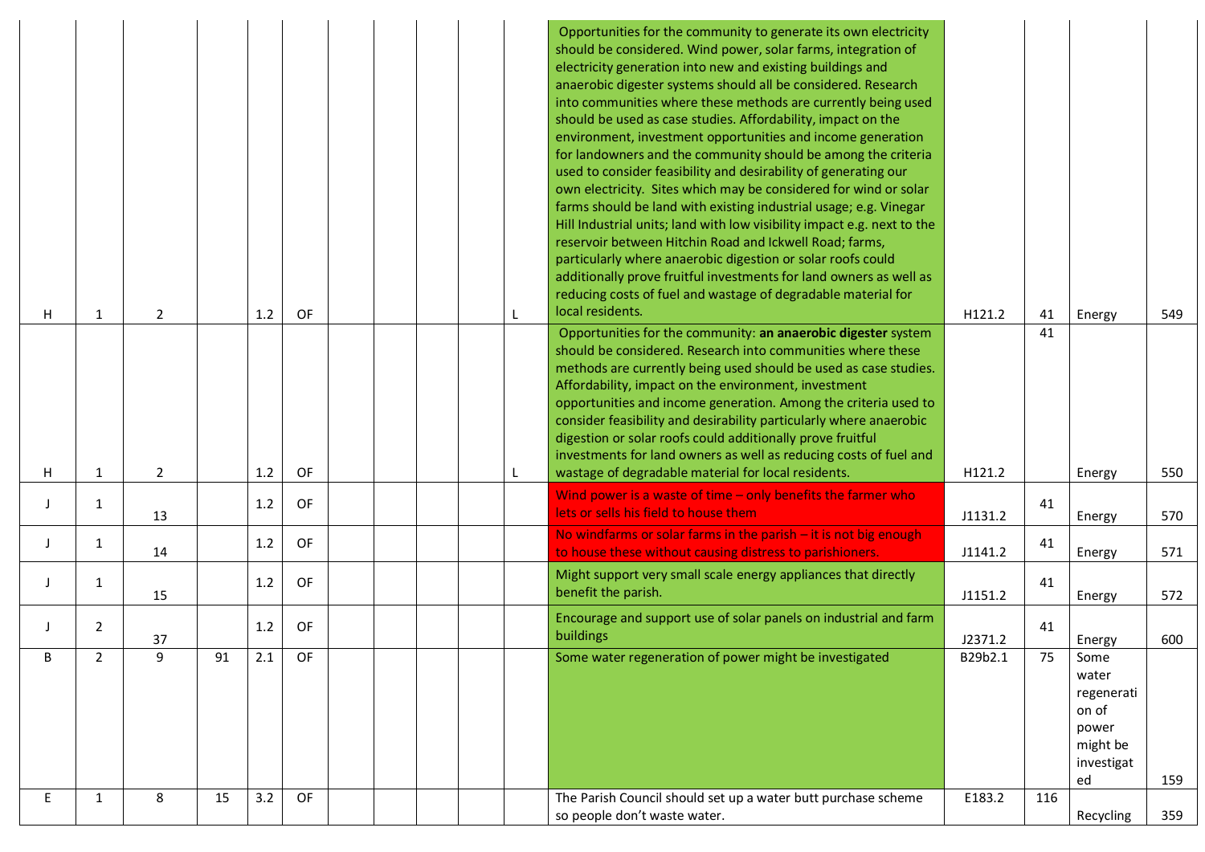| | | | | | | | | | | | | | | |
|---|---|---|---|---|---|---|---|---|---|---|---|---|---|---|
| H | 1 | 2 | | 1.2 | OF | | | | | L | Opportunities for the community to generate its own electricity should be considered. Wind power, solar farms, integration of electricity generation into new and existing buildings and anaerobic digester systems should all be considered. Research into communities where these methods are currently being used should be used as case studies. Affordability, impact on the environment, investment opportunities and income generation for landowners and the community should be among the criteria used to consider feasibility and desirability of generating our own electricity. Sites which may be considered for wind or solar farms should be land with existing industrial usage; e.g. Vinegar Hill Industrial units; land with low visibility impact e.g. next to the reservoir between Hitchin Road and Ickwell Road; farms, particularly where anaerobic digestion or solar roofs could additionally prove fruitful investments for land owners as well as reducing costs of fuel and wastage of degradable material for local residents. | H121.2 | 41 | Energy | 549 |
| H | 1 | 2 | | 1.2 | OF | | | | | L | Opportunities for the community: **an anaerobic digester** system should be considered. Research into communities where these methods are currently being used should be used as case studies. Affordability, impact on the environment, investment opportunities and income generation. Among the criteria used to consider feasibility and desirability particularly where anaerobic digestion or solar roofs could additionally prove fruitful investments for land owners as well as reducing costs of fuel and wastage of degradable material for local residents. | H121.2 | 41 | Energy | 550 |
| J | 1 | 13 | | 1.2 | OF | | | | | | Wind power is a waste of time – only benefits the farmer who lets or sells his field to house them | J1131.2 | 41 | Energy | 570 |
| J | 1 | 14 | | 1.2 | OF | | | | | | No windfarms or solar farms in the parish – it is not big enough to house these without causing distress to parishioners. | J1141.2 | 41 | Energy | 571 |
| J | 1 | 15 | | 1.2 | OF | | | | | | Might support very small scale energy appliances that directly benefit the parish. | J1151.2 | 41 | Energy | 572 |
| J | 2 | 37 | | 1.2 | OF | | | | | | Encourage and support use of solar panels on industrial and farm buildings | J2371.2 | 41 | Energy | 600 |
| B | 2 | 9 | 91 | 2.1 | OF | | | | | | Some water regeneration of power might be investigated | B29b2.1 | 75 | Some water regeneration of power might be investigated | 159 |
| E | 1 | 8 | 15 | 3.2 | OF | | | | | | The Parish Council should set up a water butt purchase scheme so people don't waste water. | E183.2 | 116 | Recycling | 359 |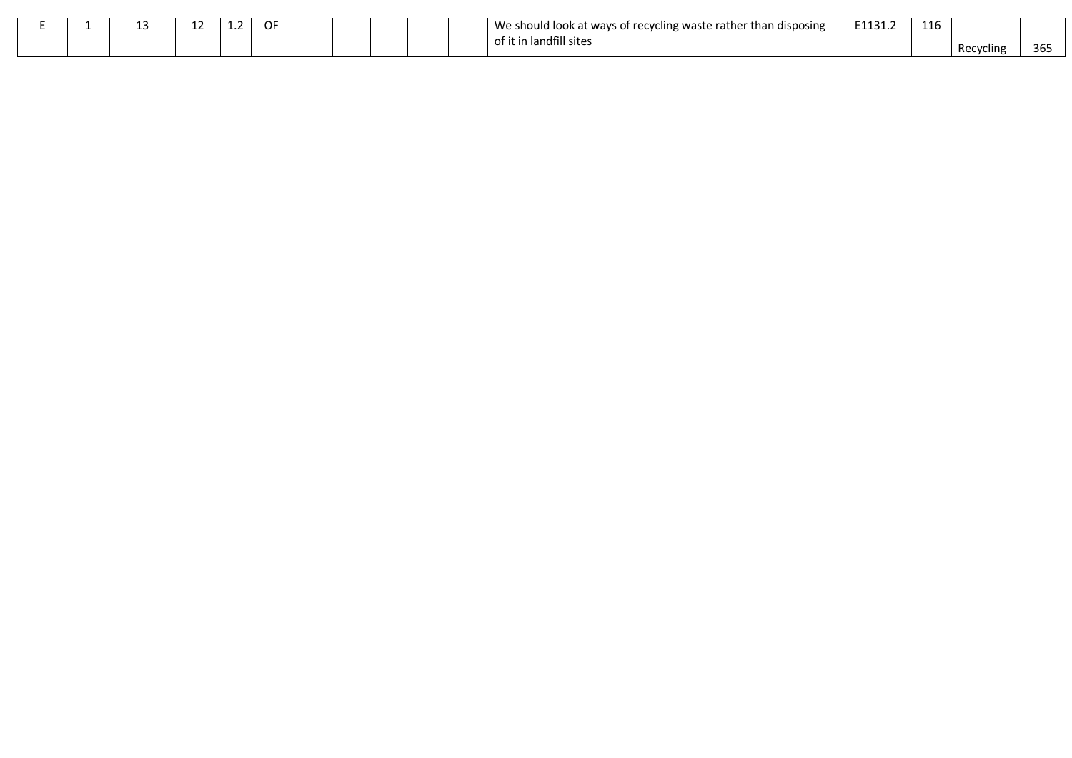| | | | | | | | | | | | | | | | |
|---|---|---|---|---|---|---|---|---|---|---|---|---|---|---|---|
| E | 1 | 13 | 12 | 1.2 | OF | | | | | | We should look at ways of recycling waste rather than disposing of it in landfill sites | E1131.2 | 116 | Recycling | 365 |